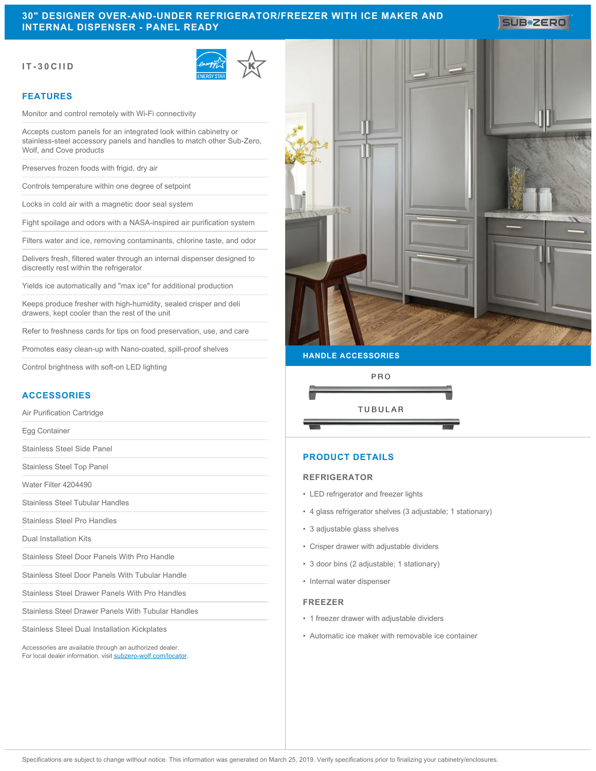# 30" DESIGNER OVER-AND-UNDER REFRIGERATOR/FREEZER WITH ICE MAKER AND INTERNAL DISPENSER - PANEL READY

**IT-30CIID**

## FEATURES

- Monitor and control remotely with Wi-Fi connectivity
- Accepts custom panels for an integrated look within cabinetry or stainless-steel accessory panels and handles to match other Sub-Zero, Wolf, and Cove products
- Preserves frozen foods with frigid, dry air
- Controls temperature within one degree of setpoint
- Locks in cold air with a magnetic door seal system
- Fight spoilage and odors with a NASA-inspired air purification system
- Filters water and ice, removing contaminants, chlorine taste, and odor
- Delivers fresh, filtered water through an internal dispenser designed to discreetly rest within the refrigerator
- Yields ice automatically and "max ice" for additional production
- Keeps produce fresher with high-humidity, sealed crisper and deli drawers, kept cooler than the rest of the unit
- Refer to freshness cards for tips on food preservation, use, and care
- Promotes easy clean-up with Nano-coated, spill-proof shelves
- Control brightness with soft-on LED lighting

## ACCESSORIES

- Air Purification Cartridge
- Egg Container
- Stainless Steel Side Panel
- Stainless Steel Top Panel
- Water Filter 4204490
- Stainless Steel Tubular Handles
- Stainless Steel Pro Handles
- Dual Installation Kits
- Stainless Steel Door Panels With Pro Handle
- Stainless Steel Door Panels With Tubular Handle
- Stainless Steel Drawer Panels With Pro Handles
- Stainless Steel Drawer Panels With Tubular Handles
- Stainless Steel Dual Installation Kickplates

Accessories are available through an authorized dealer.
For local dealer information, visit subzero-wolf.com/locator.

## HANDLE ACCESSORIES

PRO

TUBULAR

## PRODUCT DETAILS

### REFRIGERATOR

- LED refrigerator and freezer lights
- 4 glass refrigerator shelves (3 adjustable; 1 stationary)
- 3 adjustable glass shelves
- Crisper drawer with adjustable dividers
- 3 door bins (2 adjustable; 1 stationary)
- Internal water dispenser

### FREEZER

- 1 freezer drawer with adjustable dividers
- Automatic ice maker with removable ice container

Specifications are subject to change without notice. This information was generated on March 25, 2019. Verify specifications prior to finalizing your cabinetry/enclosures.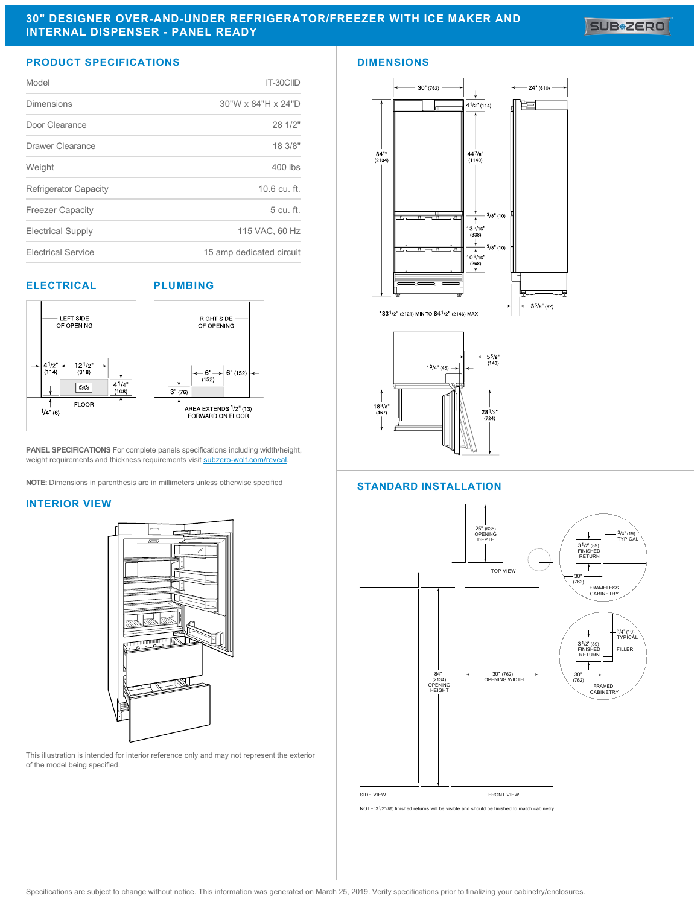# 30" DESIGNER OVER-AND-UNDER REFRIGERATOR/FREEZER WITH ICE MAKER AND INTERNAL DISPENSER - PANEL READY

## PRODUCT SPECIFICATIONS

| | |
|---|---|
| Model | IT-30CIID |
| Dimensions | 30"W x 84"H x 24"D |
| Door Clearance | 28 1/2" |
| Drawer Clearance | 18 3/8" |
| Weight | 400 lbs |
| Refrigerator Capacity | 10.6 cu. ft. |
| Freezer Capacity | 5 cu. ft. |
| Electrical Supply | 115 VAC, 60 Hz |
| Electrical Service | 15 amp dedicated circuit |

## ELECTRICAL

LEFT SIDE OF OPENING

4 1/2" (114)

12 1/2" (318)

4 1/4" (108)

FLOOR

1/4" (6)

## PLUMBING

RIGHT SIDE OF OPENING

6" (152)

6" (152)

3" (76)

AREA EXTENDS 1/2" (13) FORWARD ON FLOOR

**PANEL SPECIFICATIONS** For complete panels specifications including width/height, weight requirements and thickness requirements visit subzero-wolf.com/reveal.

**NOTE:** Dimensions in parenthesis are in millimeters unless otherwise specified

## INTERIOR VIEW

This illustration is intended for interior reference only and may not represent the exterior of the model being specified.

## DIMENSIONS

30" (762)

24" (610)

4 1/2" (114)

84"* (2134)

44 7/8" (1140)

3/8" (10)

13 5/16" (338)

3/8" (10)

10 9/16" (268)

3 5/8" (92)

*83 1/2" (2121) MIN TO 84 1/2" (2146) MAX

5 5/8" (143)

1 3/4" (45)

18 3/8" (467)

28 1/2" (724)

## STANDARD INSTALLATION

25" (635) OPENING DEPTH

TOP VIEW

3/4" (19) TYPICAL

3 1/2" (89) FINISHED RETURN

30" (762)

FRAMELESS CABINETRY

3/4" (19) TYPICAL

3 1/2" (89) FINISHED RETURN

FILLER

30" (762)

FRAMED CABINETRY

84" (2134) OPENING HEIGHT

30" (762) OPENING WIDTH

SIDE VIEW

FRONT VIEW

NOTE: 3 1/2" (89) finished returns will be visible and should be finished to match cabinetry

Specifications are subject to change without notice. This information was generated on March 25, 2019. Verify specifications prior to finalizing your cabinetry/enclosures.